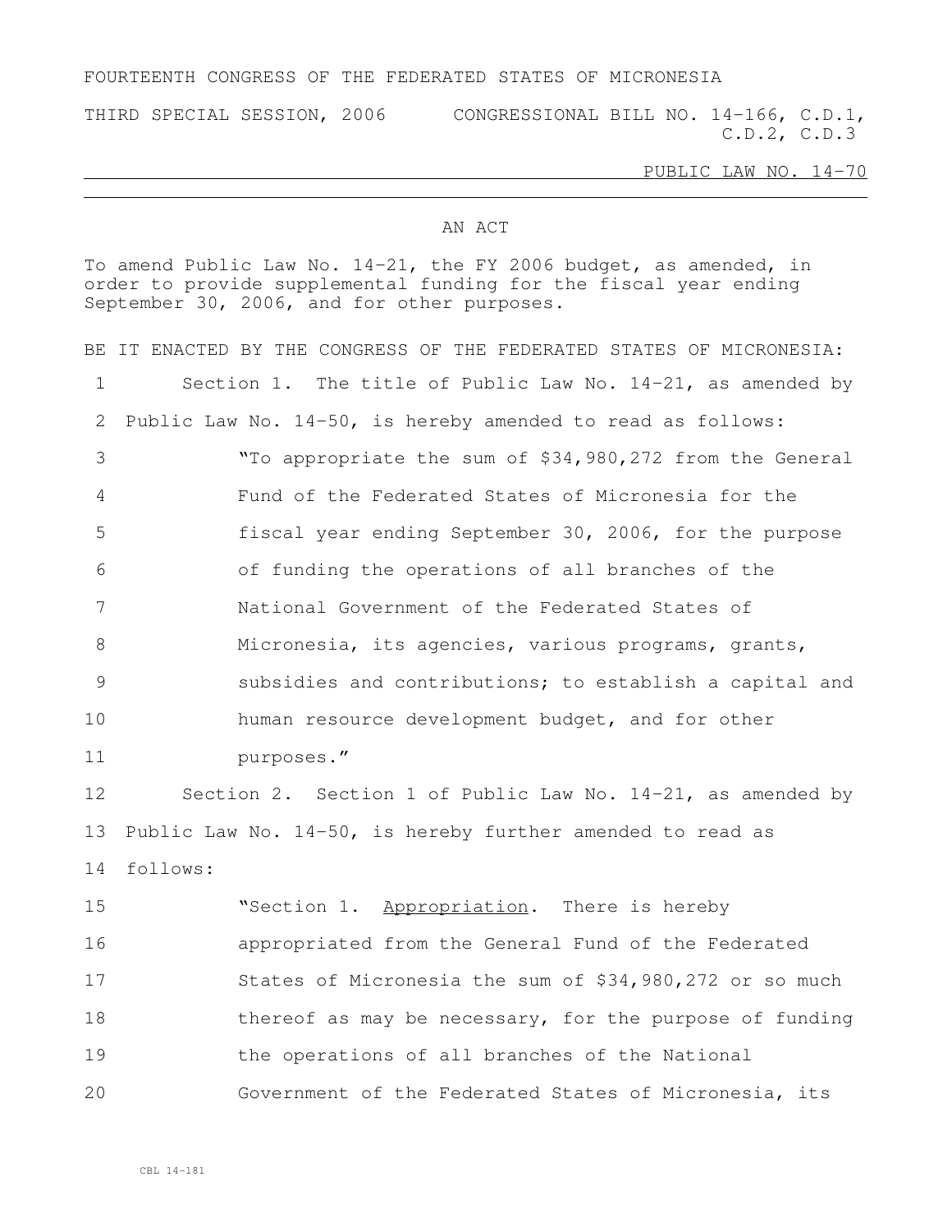FOURTEENTH CONGRESS OF THE FEDERATED STATES OF MICRONESIA

THIRD SPECIAL SESSION, 2006 CONGRESSIONAL BILL NO. 14-166, C.D.1, C.D.2, C.D.3

PUBLIC LAW NO. 14-70

## AN ACT

To amend Public Law No. 14-21, the FY 2006 budget, as amended, in order to provide supplemental funding for the fiscal year ending September 30, 2006, and for other purposes.

BE IT ENACTED BY THE CONGRESS OF THE FEDERATED STATES OF MICRONESIA:

1 Section 1. The title of Public Law No. 14-21, as amended by
2 Public Law No. 14-50, is hereby amended to read as follows:
3 "To appropriate the sum of $34,980,272 from the General
4 Fund of the Federated States of Micronesia for the
5 fiscal year ending September 30, 2006, for the purpose
6 of funding the operations of all branches of the
7 National Government of the Federated States of
8 Micronesia, its agencies, various programs, grants,
9 subsidies and contributions; to establish a capital and
10 human resource development budget, and for other
11 purposes."
12 Section 2. Section 1 of Public Law No. 14-21, as amended by
13 Public Law No. 14-50, is hereby further amended to read as
14 follows:
15 "Section 1. Appropriation. There is hereby
16 appropriated from the General Fund of the Federated
17 States of Micronesia the sum of $34,980,272 or so much
18 thereof as may be necessary, for the purpose of funding
19 the operations of all branches of the National
20 Government of the Federated States of Micronesia, its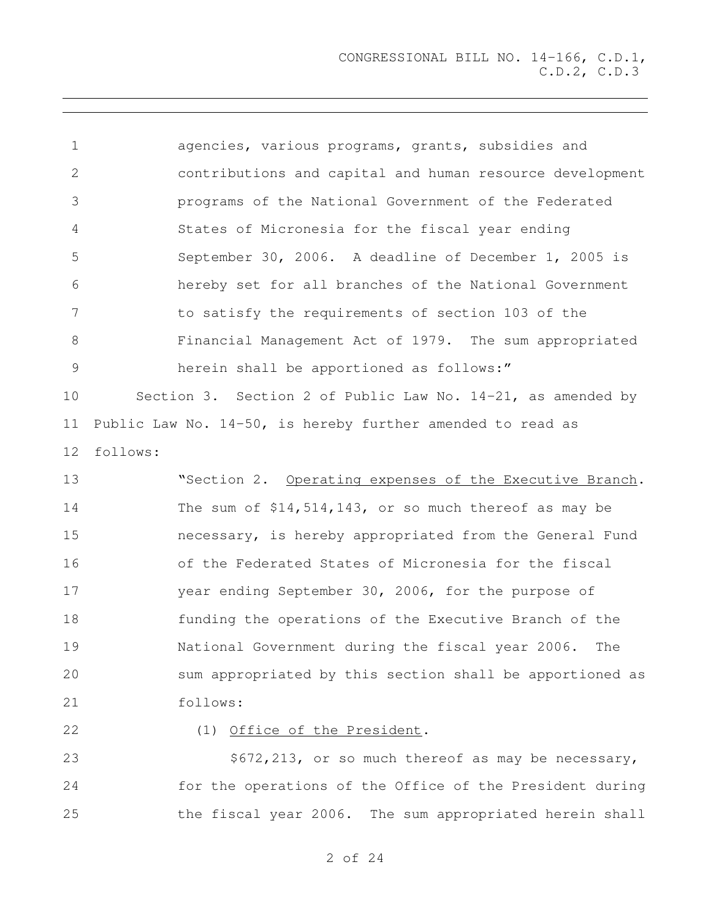agencies, various programs, grants, subsidies and contributions and capital and human resource development programs of the National Government of the Federated States of Micronesia for the fiscal year ending September 30, 2006. A deadline of December 1, 2005 is hereby set for all branches of the National Government to satisfy the requirements of section 103 of the Financial Management Act of 1979. The sum appropriated herein shall be apportioned as follows:"

Section 3. Section 2 of Public Law No. 14-21, as amended by Public Law No. 14-50, is hereby further amended to read as follows:

"Section 2. Operating expenses of the Executive Branch. The sum of $14,514,143, or so much thereof as may be necessary, is hereby appropriated from the General Fund of the Federated States of Micronesia for the fiscal year ending September 30, 2006, for the purpose of funding the operations of the Executive Branch of the National Government during the fiscal year 2006. The sum appropriated by this section shall be apportioned as follows:

(1) Office of the President.

$672,213, or so much thereof as may be necessary, for the operations of the Office of the President during the fiscal year 2006. The sum appropriated herein shall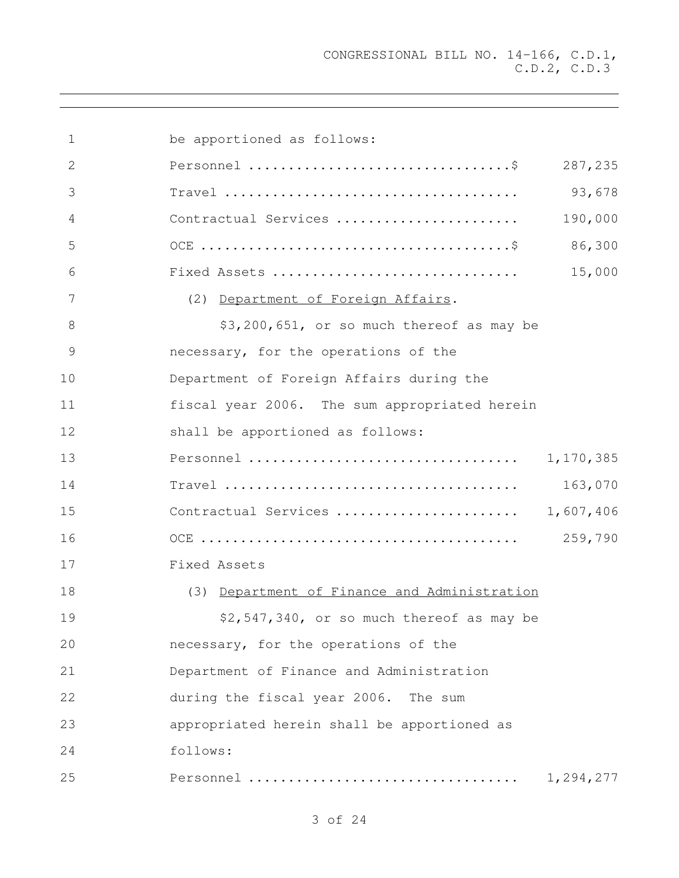be apportioned as follows:

| | |
|---|---|
| Personnel ..................................$ | 287,235 |
| Travel ..................................... | 93,678 |
| Contractual Services ....................... | 190,000 |
| OCE ........................................$ | 86,300 |
| Fixed Assets ............................... | 15,000 |

(2) <u>Department of Foreign Affairs</u>.

$3,200,651, or so much thereof as may be necessary, for the operations of the Department of Foreign Affairs during the fiscal year 2006. The sum appropriated herein shall be apportioned as follows:

| | |
|---|---|
| Personnel .................................. | 1,170,385 |
| Travel ..................................... | 163,070 |
| Contractual Services ....................... | 1,607,406 |
| OCE ........................................ | 259,790 |
| Fixed Assets | |

(3) <u>Department of Finance and Administration</u>

$2,547,340, or so much thereof as may be necessary, for the operations of the Department of Finance and Administration during the fiscal year 2006. The sum appropriated herein shall be apportioned as follows:

| | |
|---|---|
| Personnel .................................. | 1,294,277 |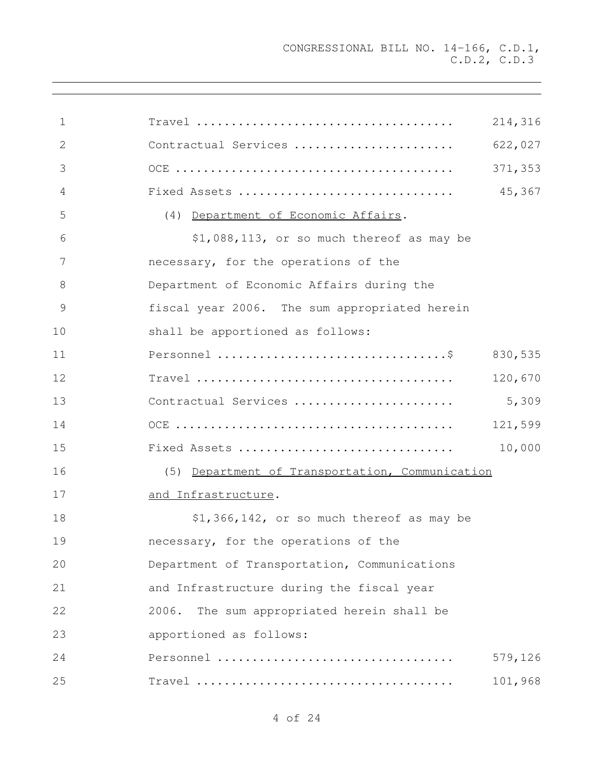| | |
|---|---|
| Travel .................................... | 214,316 |
| Contractual Services ...................... | 622,027 |
| OCE ....................................... | 371,353 |
| Fixed Assets .............................. | 45,367 |

(4) Department of Economic Affairs.

$1,088,113, or so much thereof as may be necessary, for the operations of the Department of Economic Affairs during the fiscal year 2006. The sum appropriated herein shall be apportioned as follows:

| | |
|---|---|
| Personnel ................................$ | 830,535 |
| Travel .................................... | 120,670 |
| Contractual Services ...................... | 5,309 |
| OCE ....................................... | 121,599 |
| Fixed Assets .............................. | 10,000 |

(5) Department of Transportation, Communication and Infrastructure.

$1,366,142, or so much thereof as may be necessary, for the operations of the Department of Transportation, Communications and Infrastructure during the fiscal year 2006. The sum appropriated herein shall be apportioned as follows:

| | |
|---|---|
| Personnel ................................. | 579,126 |
| Travel .................................... | 101,968 |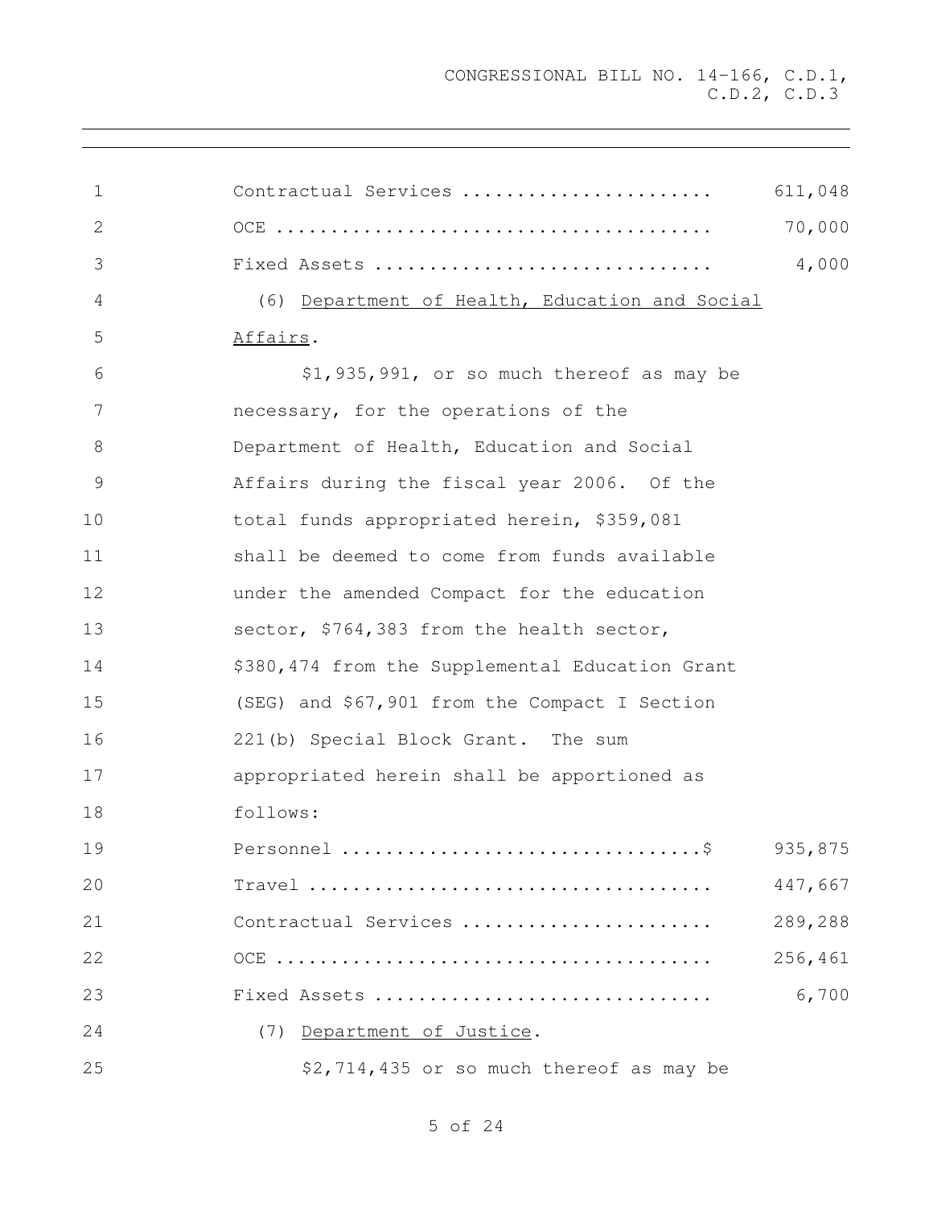| | |
|---|---|
| Contractual Services ....................... | 611,048 |
| OCE ........................................ | 70,000 |
| Fixed Assets .............................. | 4,000 |

(6) Department of Health, Education and Social Affairs.

$1,935,991, or so much thereof as may be necessary, for the operations of the Department of Health, Education and Social Affairs during the fiscal year 2006. Of the total funds appropriated herein, $359,081 shall be deemed to come from funds available under the amended Compact for the education sector, $764,383 from the health sector, $380,474 from the Supplemental Education Grant (SEG) and $67,901 from the Compact I Section 221(b) Special Block Grant. The sum appropriated herein shall be apportioned as follows:

| | |
|---|---|
| Personnel ................................$ | 935,875 |
| Travel ..................................... | 447,667 |
| Contractual Services ....................... | 289,288 |
| OCE ........................................ | 256,461 |
| Fixed Assets .............................. | 6,700 |

(7) Department of Justice.

$2,714,435 or so much thereof as may be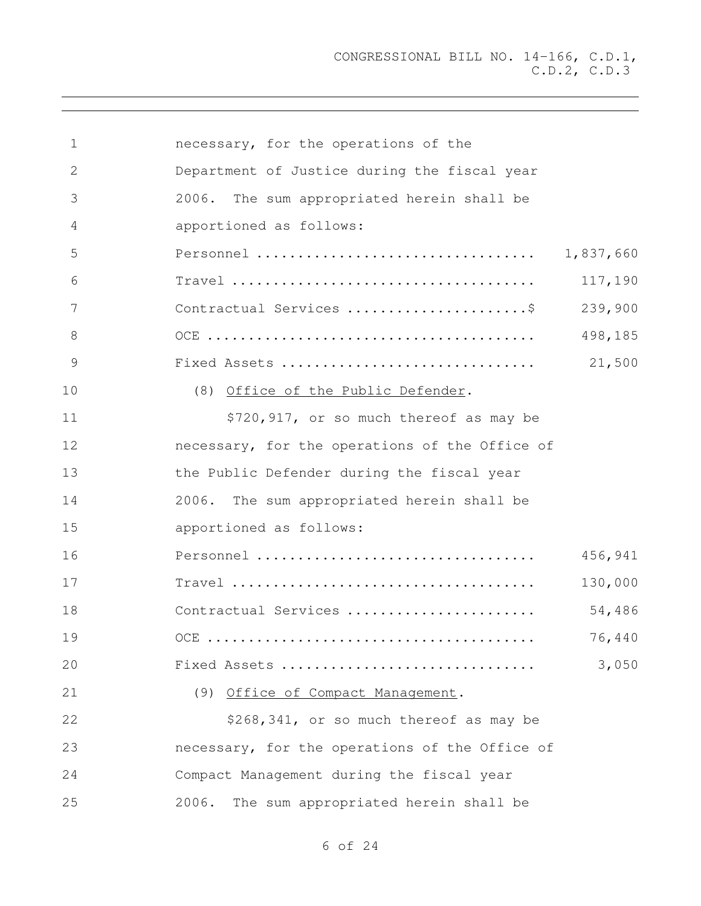necessary, for the operations of the Department of Justice during the fiscal year 2006. The sum appropriated herein shall be apportioned as follows:

| | |
|---|---|
| Personnel | 1,837,660 |
| Travel | 117,190 |
| Contractual Services $ | 239,900 |
| OCE | 498,185 |
| Fixed Assets | 21,500 |

(8) Office of the Public Defender.

$720,917, or so much thereof as may be necessary, for the operations of the Office of the Public Defender during the fiscal year 2006. The sum appropriated herein shall be apportioned as follows:

| | |
|---|---|
| Personnel | 456,941 |
| Travel | 130,000 |
| Contractual Services | 54,486 |
| OCE | 76,440 |
| Fixed Assets | 3,050 |

(9) Office of Compact Management.

$268,341, or so much thereof as may be necessary, for the operations of the Office of Compact Management during the fiscal year 2006. The sum appropriated herein shall be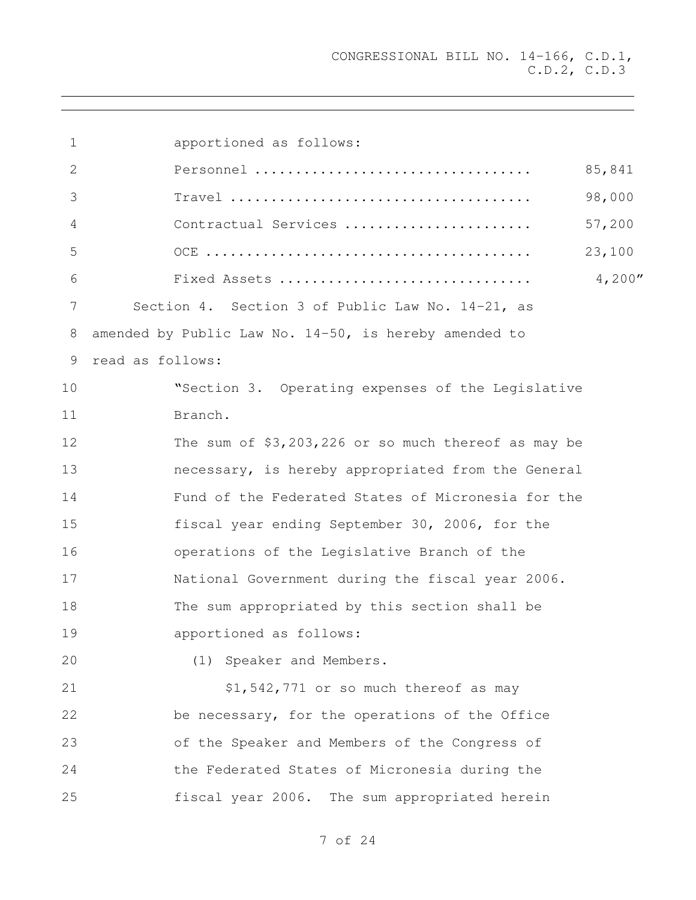apportioned as follows:

| | |
|---|---|
| Personnel .................................. | 85,841 |
| Travel ..................................... | 98,000 |
| Contractual Services ....................... | 57,200 |
| OCE ........................................ | 23,100 |
| Fixed Assets ............................... | 4,200" |

Section 4. Section 3 of Public Law No. 14-21, as amended by Public Law No. 14-50, is hereby amended to read as follows:

"Section 3. Operating expenses of the Legislative Branch.

The sum of $3,203,226 or so much thereof as may be necessary, is hereby appropriated from the General Fund of the Federated States of Micronesia for the fiscal year ending September 30, 2006, for the operations of the Legislative Branch of the National Government during the fiscal year 2006. The sum appropriated by this section shall be apportioned as follows:

(1) Speaker and Members.

$1,542,771 or so much thereof as may be necessary, for the operations of the Office of the Speaker and Members of the Congress of the Federated States of Micronesia during the fiscal year 2006. The sum appropriated herein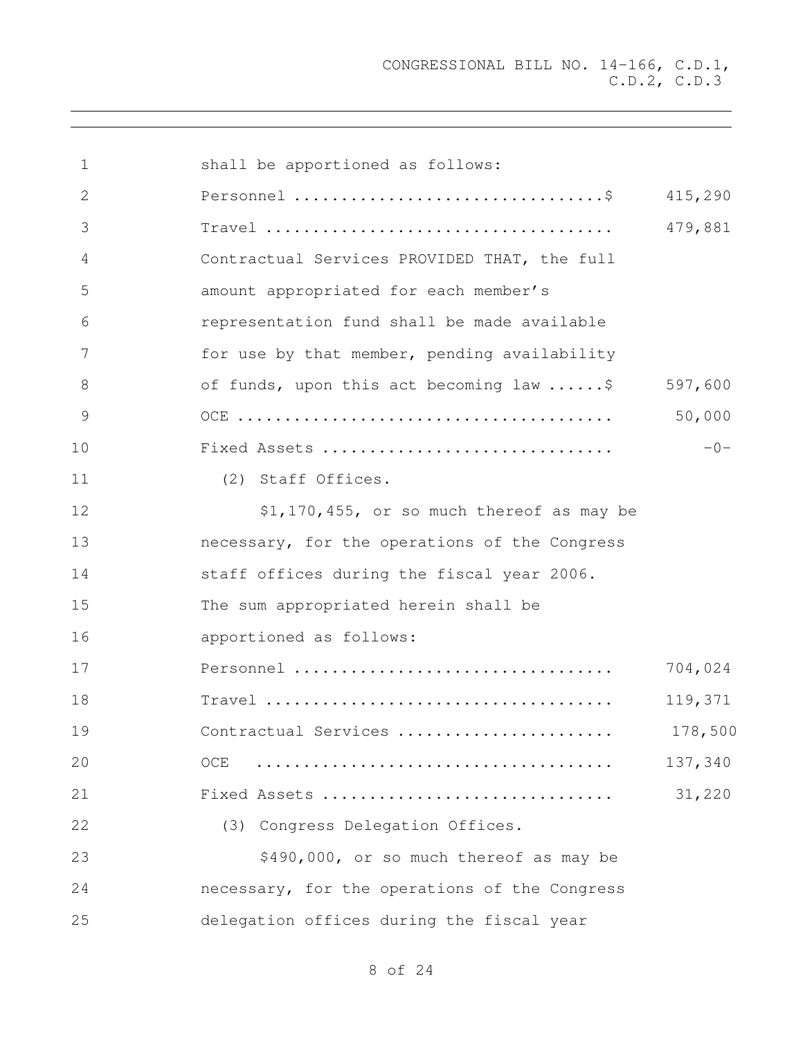shall be apportioned as follows:

| | |
|---|---|
| Personnel ................................$ | 415,290 |
| Travel .................................... | 479,881 |
| Contractual Services PROVIDED THAT, the full amount appropriated for each member's representation fund shall be made available for use by that member, pending availability of funds, upon this act becoming law ......$ | 597,600 |
| OCE ....................................... | 50,000 |
| Fixed Assets .............................. | -0- |

(2) Staff Offices.

$1,170,455, or so much thereof as may be necessary, for the operations of the Congress staff offices during the fiscal year 2006. The sum appropriated herein shall be apportioned as follows:

| | |
|---|---|
| Personnel ................................. | 704,024 |
| Travel .................................... | 119,371 |
| Contractual Services ...................... | 178,500 |
| OCE ....................................... | 137,340 |
| Fixed Assets .............................. | 31,220 |

(3) Congress Delegation Offices.

$490,000, or so much thereof as may be necessary, for the operations of the Congress delegation offices during the fiscal year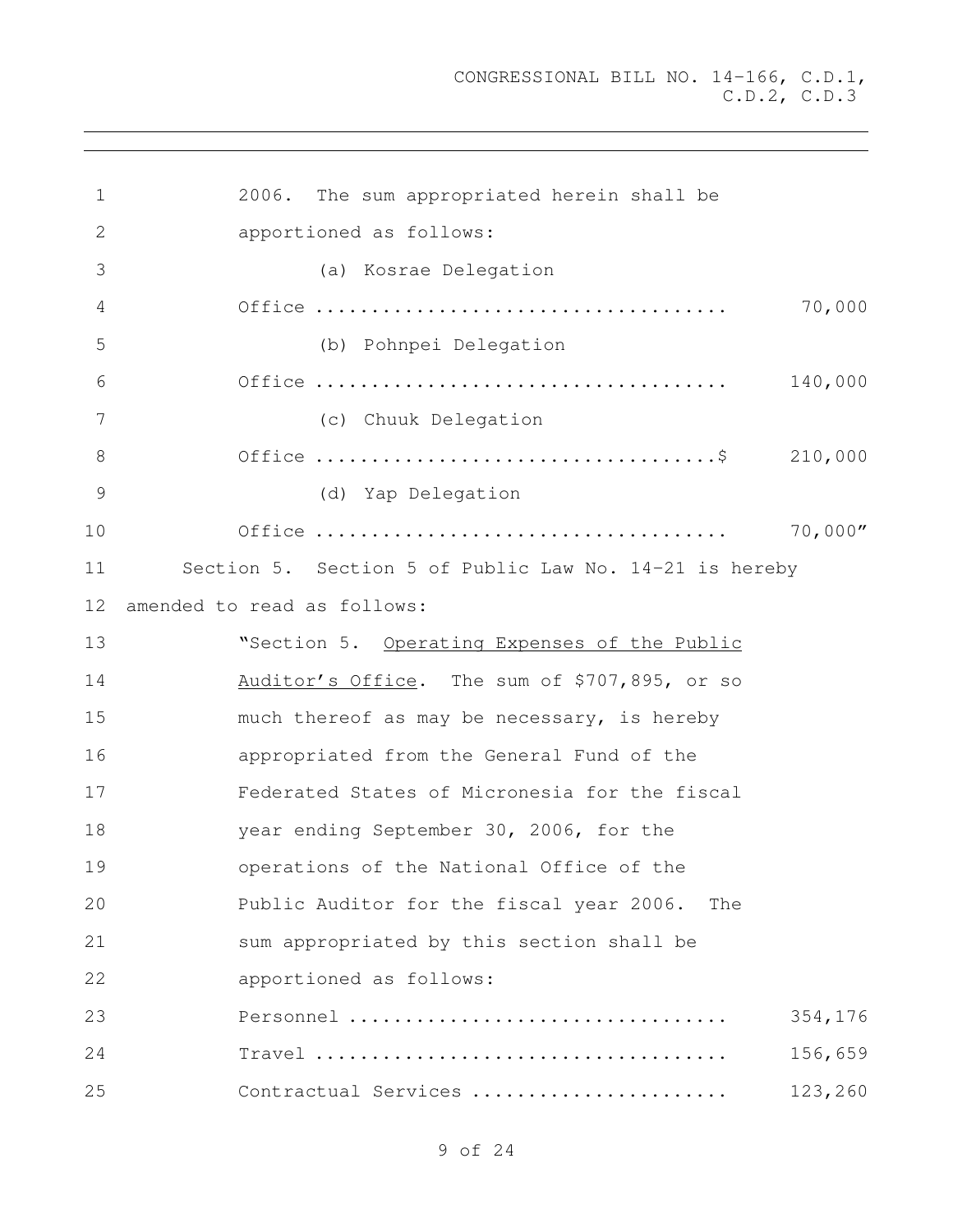2006. The sum appropriated herein shall be apportioned as follows:

(a) Kosrae Delegation Office .................................... 70,000

(b) Pohnpei Delegation Office .................................... 140,000

(c) Chuuk Delegation Office ....................................$ 210,000

(d) Yap Delegation Office .................................... 70,000"

Section 5. Section 5 of Public Law No. 14-21 is hereby amended to read as follows:

"Section 5. Operating Expenses of the Public Auditor's Office. The sum of $707,895, or so much thereof as may be necessary, is hereby appropriated from the General Fund of the Federated States of Micronesia for the fiscal year ending September 30, 2006, for the operations of the National Office of the Public Auditor for the fiscal year 2006. The sum appropriated by this section shall be apportioned as follows:

Personnel ................................ 354,176

Travel .................................... 156,659

Contractual Services ...................... 123,260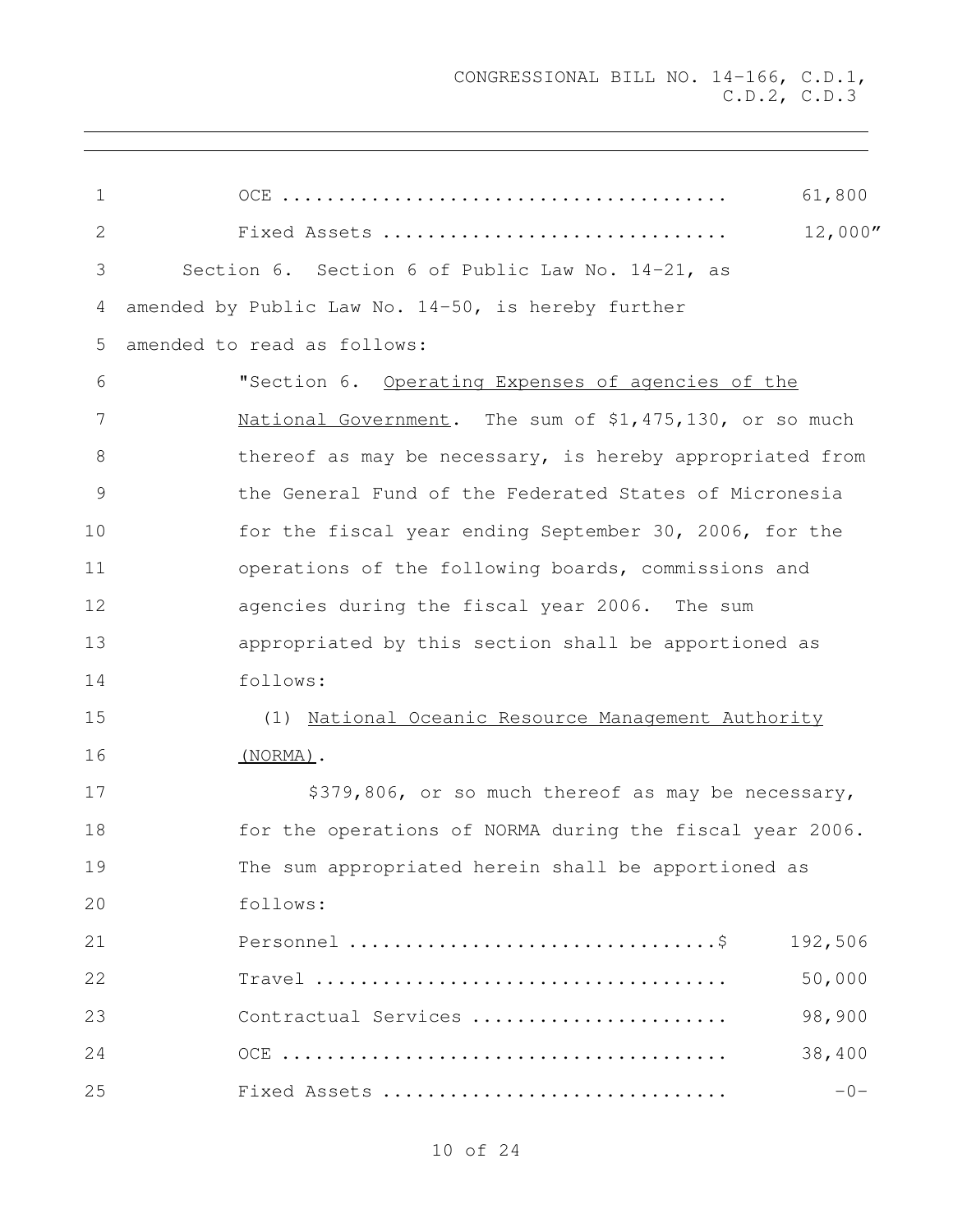| | |
|---|---|
| OCE ........................................ | 61,800 |
| Fixed Assets .............................. | 12,000" |

Section 6. Section 6 of Public Law No. 14-21, as amended by Public Law No. 14-50, is hereby further amended to read as follows:

"Section 6. Operating Expenses of agencies of the National Government. The sum of $1,475,130, or so much thereof as may be necessary, is hereby appropriated from the General Fund of the Federated States of Micronesia for the fiscal year ending September 30, 2006, for the operations of the following boards, commissions and agencies during the fiscal year 2006. The sum appropriated by this section shall be apportioned as follows:

(1) National Oceanic Resource Management Authority (NORMA).

$379,806, or so much thereof as may be necessary, for the operations of NORMA during the fiscal year 2006. The sum appropriated herein shall be apportioned as follows:

| | |
|---|---|
| Personnel .................................$ | 192,506 |
| Travel ..................................... | 50,000 |
| Contractual Services ...................... | 98,900 |
| OCE ........................................ | 38,400 |
| Fixed Assets .............................. | -0- |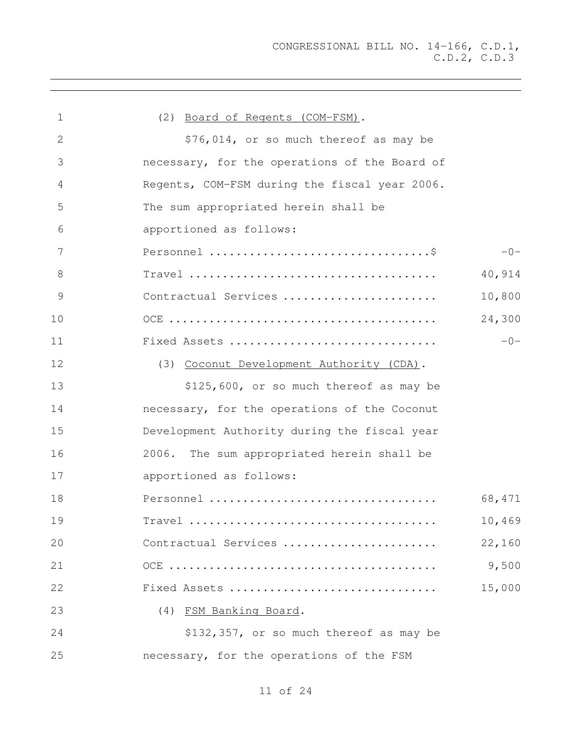(2) Board of Regents (COM-FSM).

$76,014, or so much thereof as may be necessary, for the operations of the Board of Regents, COM-FSM during the fiscal year 2006. The sum appropriated herein shall be apportioned as follows:

| | |
|---|---|
| Personnel ................................$ | -0- |
| Travel .................................... | 40,914 |
| Contractual Services ...................... | 10,800 |
| OCE ....................................... | 24,300 |
| Fixed Assets .............................. | -0- |

(3) Coconut Development Authority (CDA).

$125,600, or so much thereof as may be necessary, for the operations of the Coconut Development Authority during the fiscal year 2006. The sum appropriated herein shall be apportioned as follows:

| | |
|---|---|
| Personnel ................................. | 68,471 |
| Travel .................................... | 10,469 |
| Contractual Services ...................... | 22,160 |
| OCE ....................................... | 9,500 |
| Fixed Assets .............................. | 15,000 |

(4) FSM Banking Board.

$132,357, or so much thereof as may be necessary, for the operations of the FSM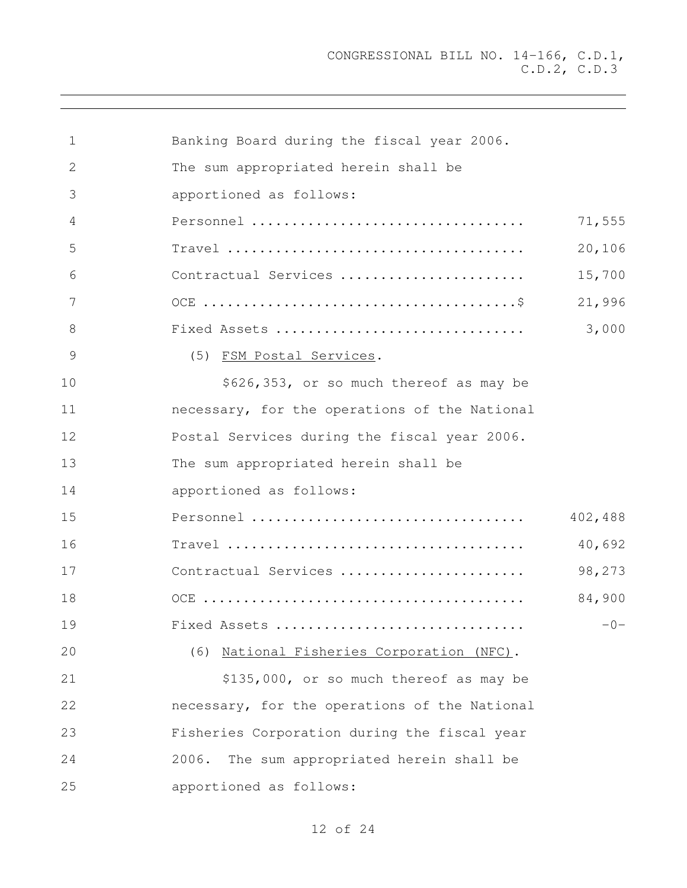Banking Board during the fiscal year 2006. The sum appropriated herein shall be apportioned as follows:

| | |
|---|---|
| Personnel | 71,555 |
| Travel | 20,106 |
| Contractual Services | 15,700 |
| OCE $ | 21,996 |
| Fixed Assets | 3,000 |

(5) FSM Postal Services.

$626,353, or so much thereof as may be necessary, for the operations of the National Postal Services during the fiscal year 2006. The sum appropriated herein shall be apportioned as follows:

| | |
|---|---|
| Personnel | 402,488 |
| Travel | 40,692 |
| Contractual Services | 98,273 |
| OCE | 84,900 |
| Fixed Assets | -0- |

(6) National Fisheries Corporation (NFC).

$135,000, or so much thereof as may be necessary, for the operations of the National Fisheries Corporation during the fiscal year 2006. The sum appropriated herein shall be apportioned as follows: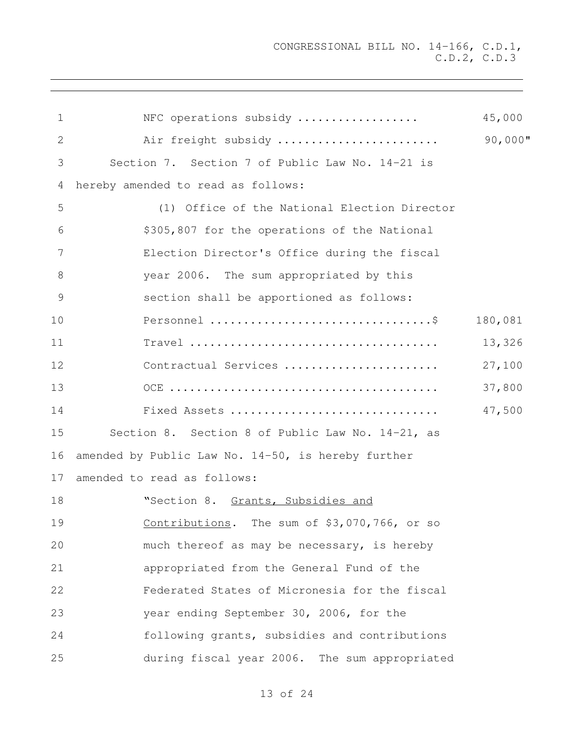| | |
|---|---|
| NFC operations subsidy .................. | 45,000 |
| Air freight subsidy ....................... | 90,000" |

Section 7. Section 7 of Public Law No. 14-21 is hereby amended to read as follows:

(1) Office of the National Election Director $305,807 for the operations of the National Election Director's Office during the fiscal year 2006. The sum appropriated by this section shall be apportioned as follows:

| | |
|---|---|
| Personnel ...............................$ | 180,081 |
| Travel .................................... | 13,326 |
| Contractual Services ...................... | 27,100 |
| OCE ....................................... | 37,800 |
| Fixed Assets .............................. | 47,500 |

Section 8. Section 8 of Public Law No. 14-21, as amended by Public Law No. 14-50, is hereby further amended to read as follows:

"Section 8. Grants, Subsidies and Contributions. The sum of $3,070,766, or so much thereof as may be necessary, is hereby appropriated from the General Fund of the Federated States of Micronesia for the fiscal year ending September 30, 2006, for the following grants, subsidies and contributions during fiscal year 2006. The sum appropriated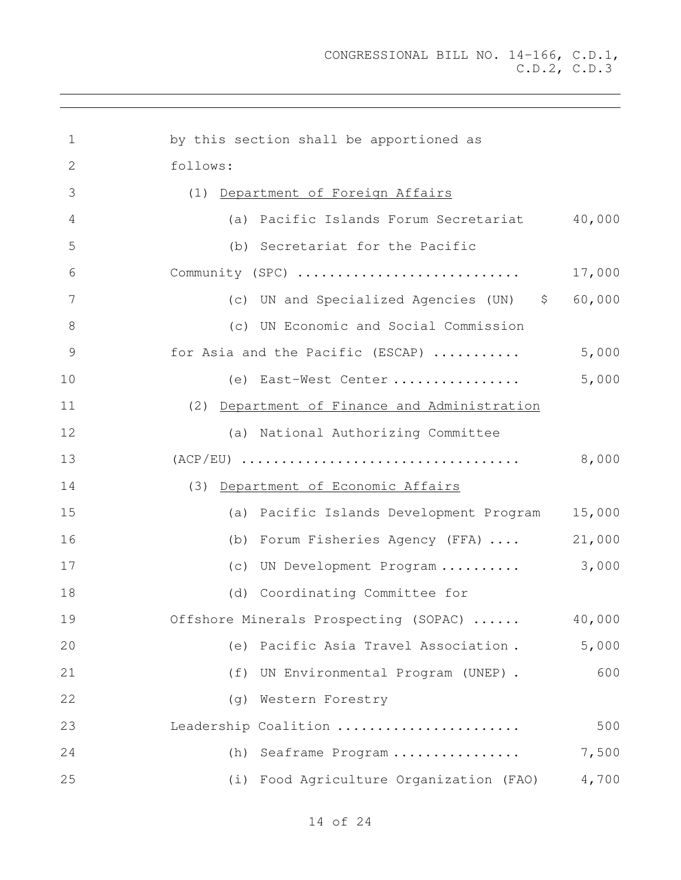by this section shall be apportioned as follows:

(1) Department of Foreign Affairs

| | |
|---|---|
| (a) Pacific Islands Forum Secretariat | 40,000 |
| (b) Secretariat for the Pacific Community (SPC) ........................... | 17,000 |
| (c) UN and Specialized Agencies (UN) $ | 60,000 |
| (c) UN Economic and Social Commission for Asia and the Pacific (ESCAP) ........... | 5,000 |
| (e) East-West Center ................ | 5,000 |

(2) Department of Finance and Administration

| | |
|---|---|
| (a) National Authorizing Committee (ACP/EU) .................................. | 8,000 |

(3) Department of Economic Affairs

| | |
|---|---|
| (a) Pacific Islands Development Program | 15,000 |
| (b) Forum Fisheries Agency (FFA) .... | 21,000 |
| (c) UN Development Program .......... | 3,000 |
| (d) Coordinating Committee for Offshore Minerals Prospecting (SOPAC) ...... | 40,000 |
| (e) Pacific Asia Travel Association . | 5,000 |
| (f) UN Environmental Program (UNEP) . | 600 |
| (g) Western Forestry Leadership Coalition ...................... | 500 |
| (h) Seaframe Program ................ | 7,500 |
| (i) Food Agriculture Organization (FAO) | 4,700 |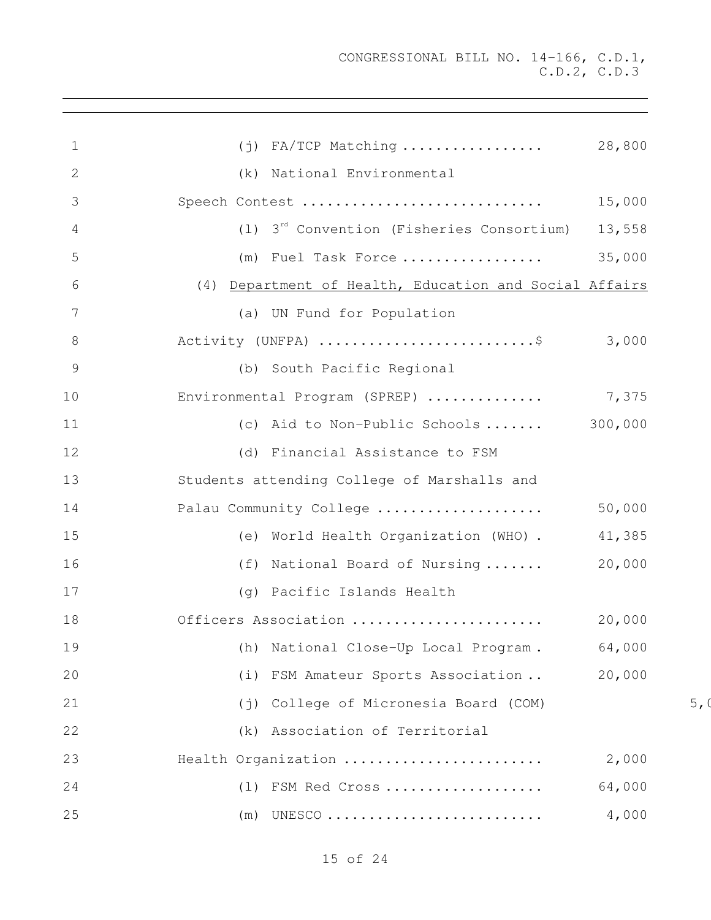(j) FA/TCP Matching ................. 28,800

(k) National Environmental Speech Contest ............................ 15,000

(l) 3[rd] Convention (Fisheries Consortium) 13,558

(m) Fuel Task Force ................. 35,000

(4) Department of Health, Education and Social Affairs

(a) UN Fund for Population Activity (UNFPA) ..........................$ 3,000

(b) South Pacific Regional Environmental Program (SPREP) .............. 7,375

(c) Aid to Non-Public Schools ....... 300,000

(d) Financial Assistance to FSM Students attending College of Marshalls and Palau Community College .................... 50,000

(e) World Health Organization (WHO) . 41,385

(f) National Board of Nursing ....... 20,000

(g) Pacific Islands Health Officers Association ....................... 20,000

(h) National Close-Up Local Program . 64,000

(i) FSM Amateur Sports Association .. 20,000

(j) College of Micronesia Board (COM) 5,0

(k) Association of Territorial Health Organization ........................ 2,000

(l) FSM Red Cross ................... 64,000

(m) UNESCO .......................... 4,000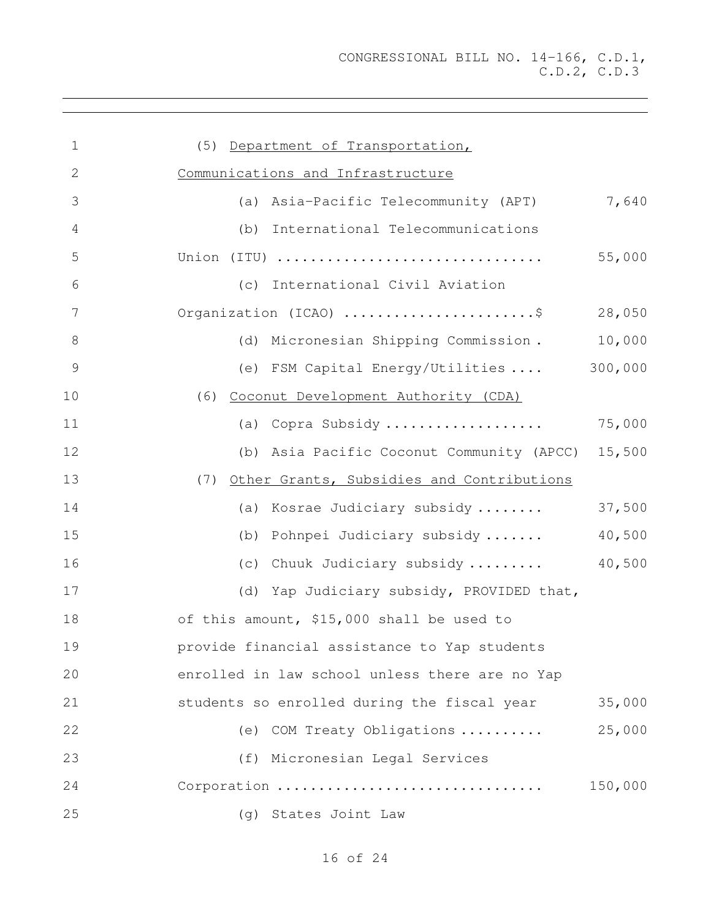(5) Department of Transportation, Communications and Infrastructure

(a) Asia-Pacific Telecommunity (APT) 7,640

(b) International Telecommunications Union (ITU) ................................ 55,000

(c) International Civil Aviation Organization (ICAO) .......................$ 28,050

(d) Micronesian Shipping Commission . 10,000

(e) FSM Capital Energy/Utilities .... 300,000

(6) Coconut Development Authority (CDA)

(a) Copra Subsidy ................... 75,000

(b) Asia Pacific Coconut Community (APCC) 15,500

(7) Other Grants, Subsidies and Contributions

(a) Kosrae Judiciary subsidy ........ 37,500

(b) Pohnpei Judiciary subsidy ....... 40,500

(c) Chuuk Judiciary subsidy ......... 40,500

(d) Yap Judiciary subsidy, PROVIDED that, of this amount, $15,000 shall be used to provide financial assistance to Yap students enrolled in law school unless there are no Yap students so enrolled during the fiscal year 35,000

(e) COM Treaty Obligations .......... 25,000

(f) Micronesian Legal Services Corporation ................................ 150,000

(g) States Joint Law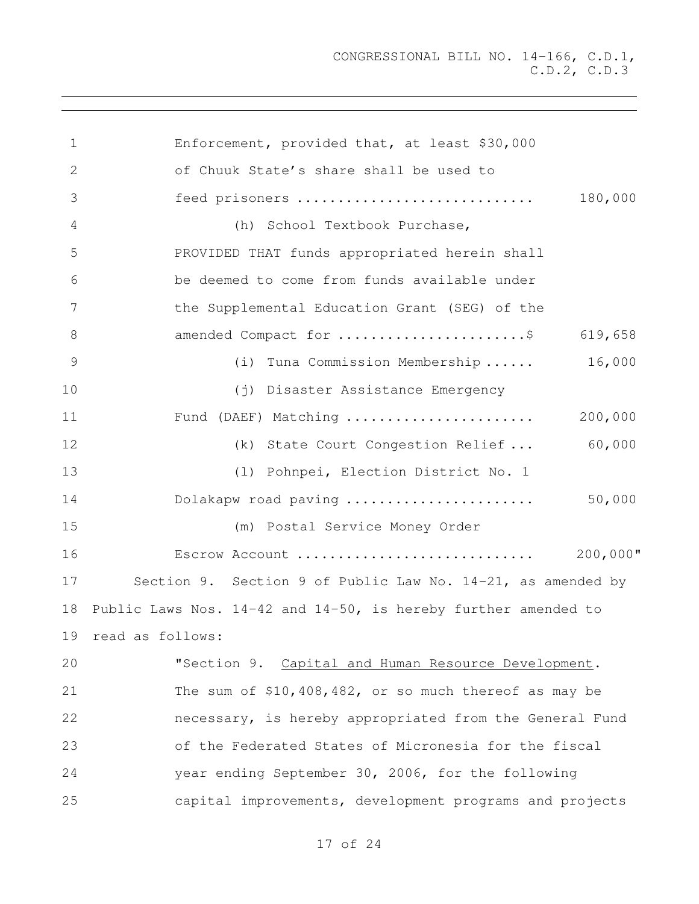Enforcement, provided that, at least $30,000 of Chuuk State's share shall be used to feed prisoners ............................ 180,000

(h) School Textbook Purchase, PROVIDED THAT funds appropriated herein shall be deemed to come from funds available under the Supplemental Education Grant (SEG) of the amended Compact for .......................$ 619,658

(i) Tuna Commission Membership ...... 16,000

(j) Disaster Assistance Emergency Fund (DAEF) Matching ....................... 200,000

(k) State Court Congestion Relief ... 60,000

(l) Pohnpei, Election District No. 1 Dolakapw road paving ....................... 50,000

(m) Postal Service Money Order Escrow Account ............................ 200,000"

Section 9. Section 9 of Public Law No. 14-21, as amended by Public Laws Nos. 14-42 and 14-50, is hereby further amended to read as follows:

"Section 9. Capital and Human Resource Development. The sum of $10,408,482, or so much thereof as may be necessary, is hereby appropriated from the General Fund of the Federated States of Micronesia for the fiscal year ending September 30, 2006, for the following capital improvements, development programs and projects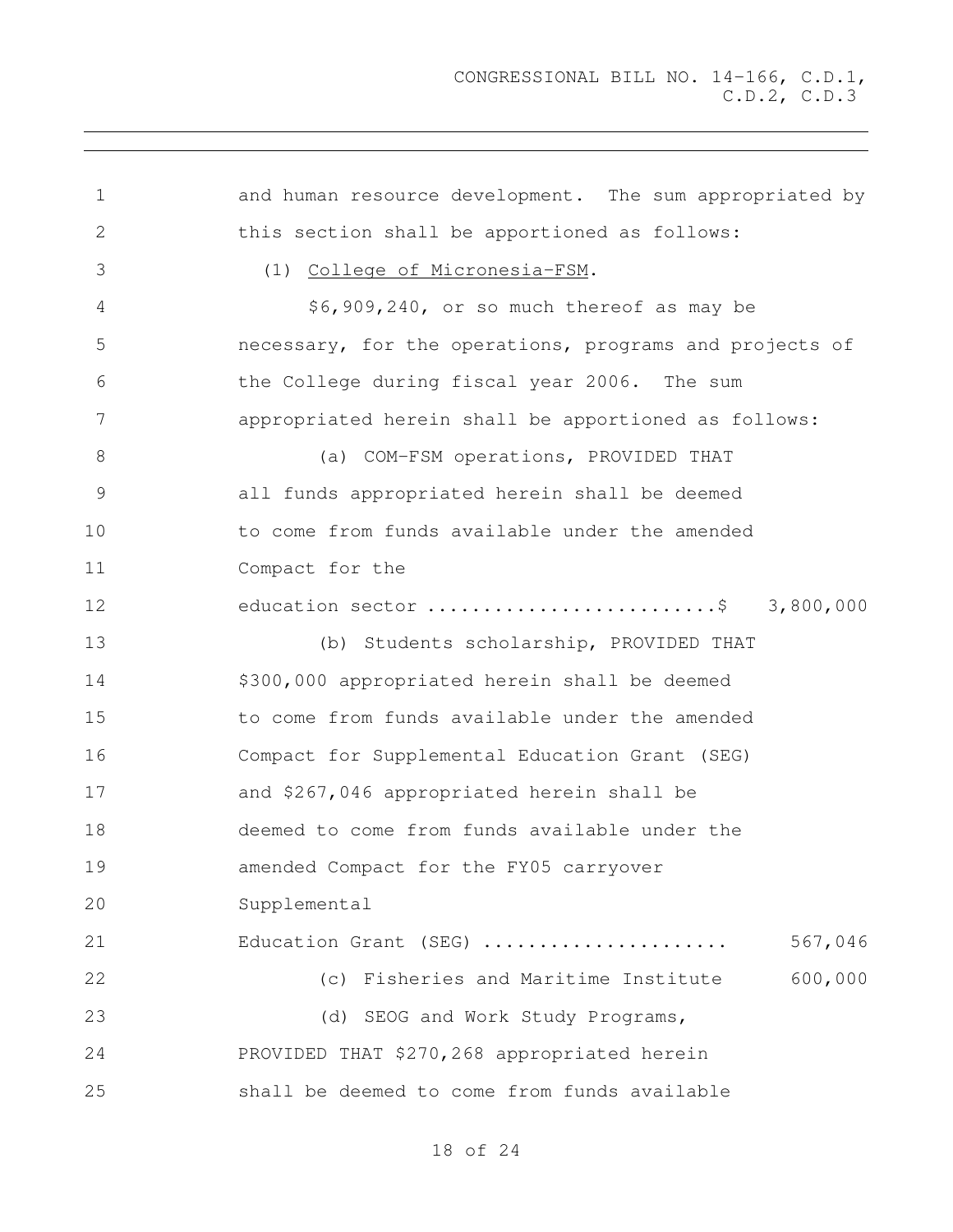and human resource development. The sum appropriated by this section shall be apportioned as follows:

(1) College of Micronesia-FSM.

$6,909,240, or so much thereof as may be necessary, for the operations, programs and projects of the College during fiscal year 2006. The sum appropriated herein shall be apportioned as follows:

(a) COM-FSM operations, PROVIDED THAT all funds appropriated herein shall be deemed to come from funds available under the amended Compact for the education sector ..........................$ 3,800,000

(b) Students scholarship, PROVIDED THAT $300,000 appropriated herein shall be deemed to come from funds available under the amended Compact for Supplemental Education Grant (SEG) and $267,046 appropriated herein shall be deemed to come from funds available under the amended Compact for the FY05 carryover Supplemental Education Grant (SEG) ...................... 567,046

(c) Fisheries and Maritime Institute 600,000

(d) SEOG and Work Study Programs, PROVIDED THAT $270,268 appropriated herein shall be deemed to come from funds available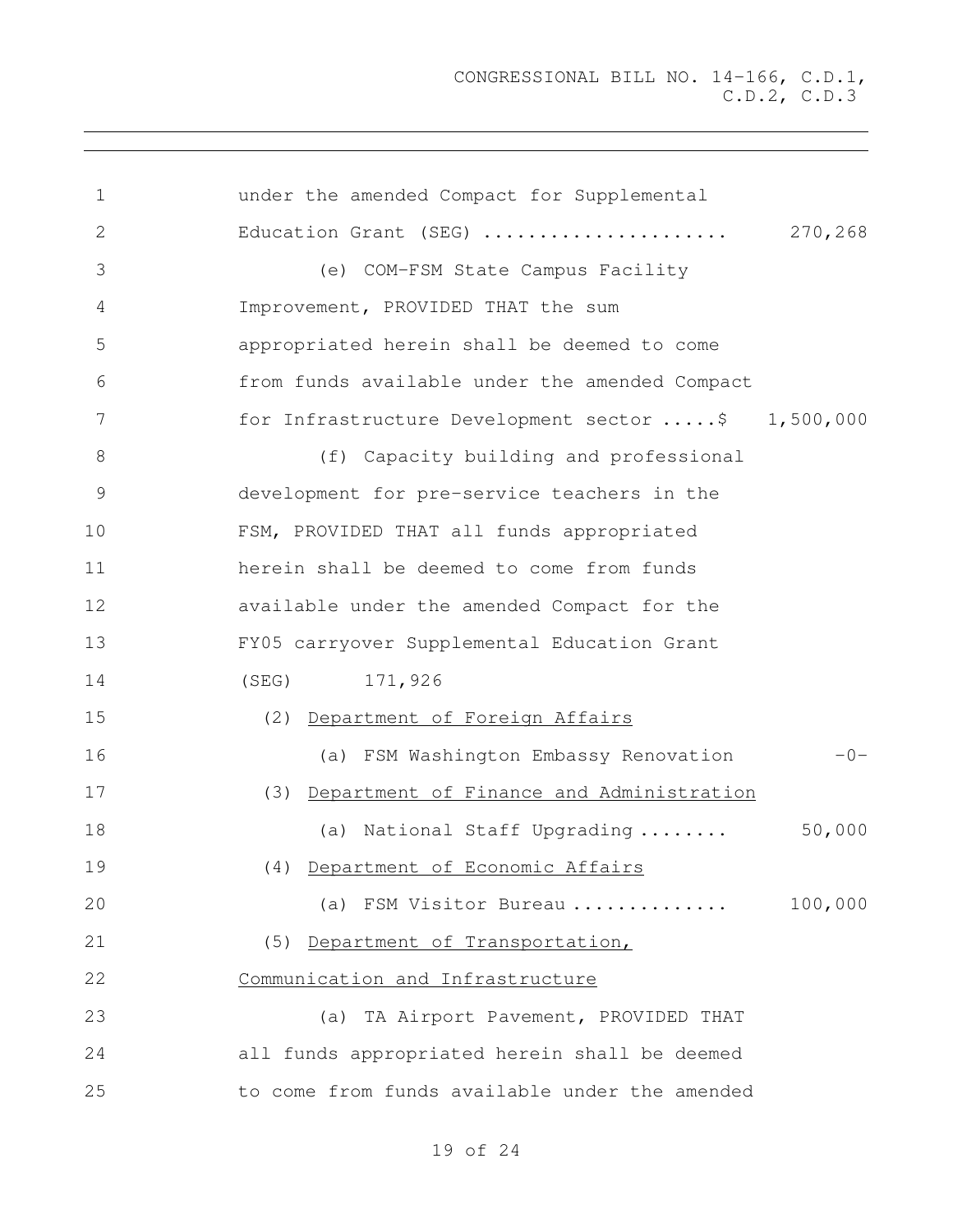under the amended Compact for Supplemental Education Grant (SEG) ...................... 270,268

(e) COM-FSM State Campus Facility Improvement, PROVIDED THAT the sum appropriated herein shall be deemed to come from funds available under the amended Compact for Infrastructure Development sector .....$ 1,500,000

(f) Capacity building and professional development for pre-service teachers in the FSM, PROVIDED THAT all funds appropriated herein shall be deemed to come from funds available under the amended Compact for the FY05 carryover Supplemental Education Grant (SEG) 171,926

(2) Department of Foreign Affairs

(a) FSM Washington Embassy Renovation -0-

(3) Department of Finance and Administration

(a) National Staff Upgrading ........ 50,000

(4) Department of Economic Affairs

(a) FSM Visitor Bureau .............. 100,000

(5) Department of Transportation, Communication and Infrastructure

(a) TA Airport Pavement, PROVIDED THAT all funds appropriated herein shall be deemed to come from funds available under the amended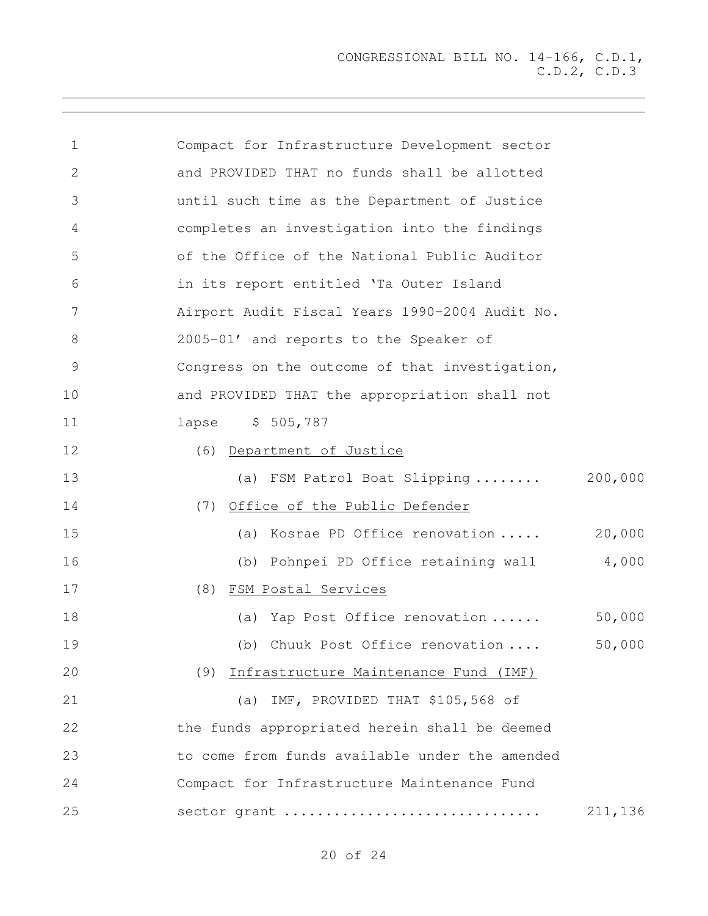Compact for Infrastructure Development sector and PROVIDED THAT no funds shall be allotted until such time as the Department of Justice completes an investigation into the findings of the Office of the National Public Auditor in its report entitled 'Ta Outer Island Airport Audit Fiscal Years 1990-2004 Audit No. 2005-01' and reports to the Speaker of Congress on the outcome of that investigation, and PROVIDED THAT the appropriation shall not lapse $ 505,787

(6) Department of Justice

(a) FSM Patrol Boat Slipping ........ 200,000

(7) Office of the Public Defender

(a) Kosrae PD Office renovation ..... 20,000

(b) Pohnpei PD Office retaining wall 4,000

(8) FSM Postal Services

(a) Yap Post Office renovation ...... 50,000

(b) Chuuk Post Office renovation .... 50,000

(9) Infrastructure Maintenance Fund (IMF)

(a) IMF, PROVIDED THAT $105,568 of the funds appropriated herein shall be deemed to come from funds available under the amended Compact for Infrastructure Maintenance Fund sector grant .............................. 211,136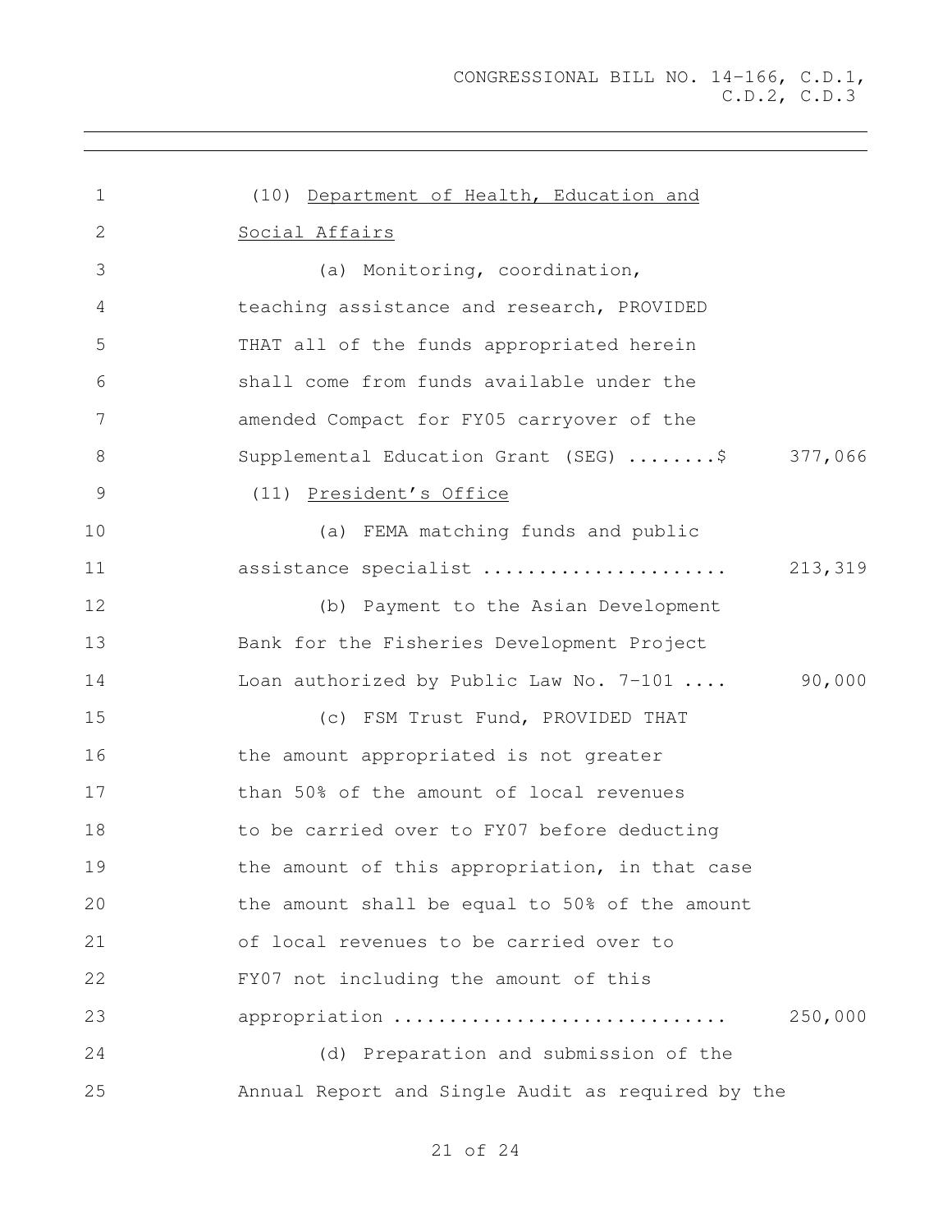(10) <u>Department of Health, Education and Social Affairs</u>

(a) Monitoring, coordination, teaching assistance and research, PROVIDED THAT all of the funds appropriated herein shall come from funds available under the amended Compact for FY05 carryover of the Supplemental Education Grant (SEG) ........$ 377,066

(11) <u>President's Office</u>

(a) FEMA matching funds and public assistance specialist ...................... 213,319

(b) Payment to the Asian Development Bank for the Fisheries Development Project Loan authorized by Public Law No. 7-101 .... 90,000

(c) FSM Trust Fund, PROVIDED THAT the amount appropriated is not greater than 50% of the amount of local revenues to be carried over to FY07 before deducting the amount of this appropriation, in that case the amount shall be equal to 50% of the amount of local revenues to be carried over to FY07 not including the amount of this appropriation ............................. 250,000

(d) Preparation and submission of the Annual Report and Single Audit as required by the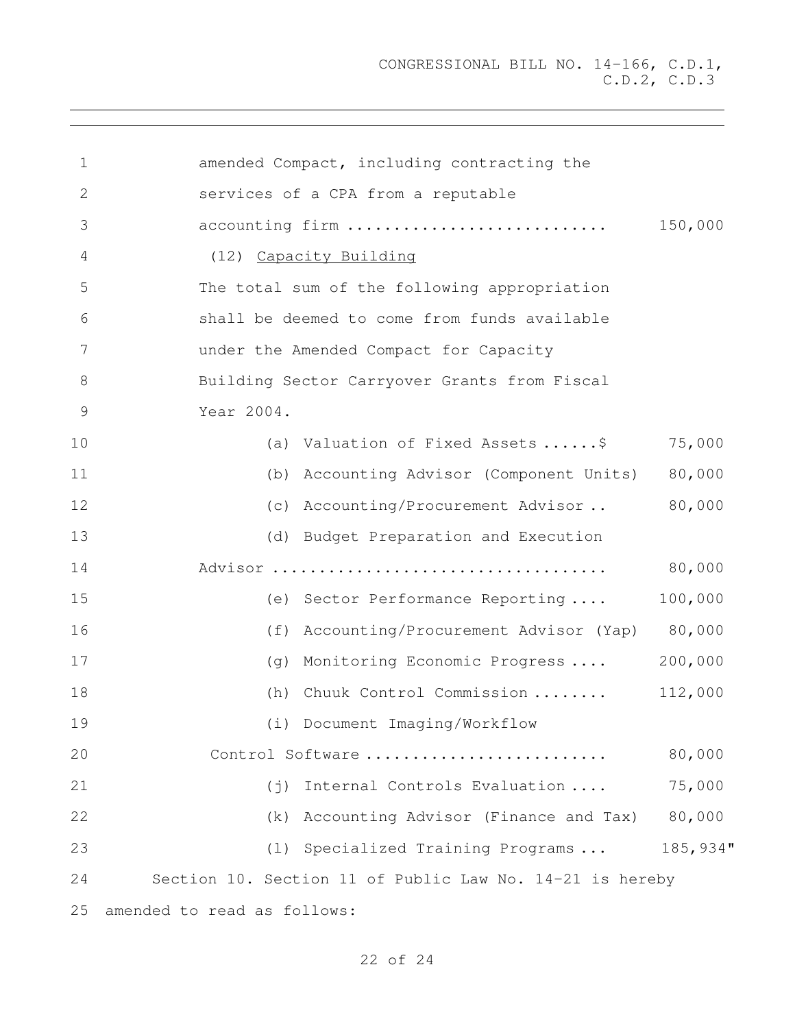amended Compact, including contracting the services of a CPA from a reputable accounting firm ............................ 150,000

(12) Capacity Building

The total sum of the following appropriation shall be deemed to come from funds available under the Amended Compact for Capacity Building Sector Carryover Grants from Fiscal Year 2004.

| Item | Amount |
|---|---|
| (a) Valuation of Fixed Assets ......$ | 75,000 |
| (b) Accounting Advisor (Component Units) | 80,000 |
| (c) Accounting/Procurement Advisor .. | 80,000 |
| (d) Budget Preparation and Execution Advisor .................................... | 80,000 |
| (e) Sector Performance Reporting .... | 100,000 |
| (f) Accounting/Procurement Advisor (Yap) | 80,000 |
| (g) Monitoring Economic Progress .... | 200,000 |
| (h) Chuuk Control Commission ........ | 112,000 |
| (i) Document Imaging/Workflow Control Software .......................... | 80,000 |
| (j) Internal Controls Evaluation .... | 75,000 |
| (k) Accounting Advisor (Finance and Tax) | 80,000 |
| (l) Specialized Training Programs ... | 185,934" |

Section 10. Section 11 of Public Law No. 14-21 is hereby amended to read as follows: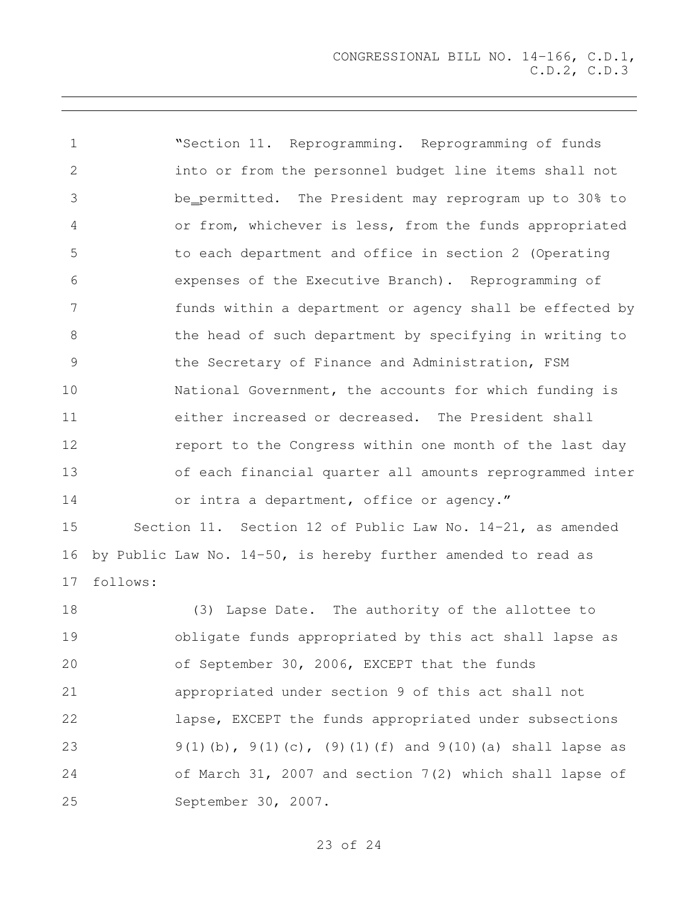"Section 11. Reprogramming. Reprogramming of funds into or from the personnel budget line items shall not be permitted. The President may reprogram up to 30% to or from, whichever is less, from the funds appropriated to each department and office in section 2 (Operating expenses of the Executive Branch). Reprogramming of funds within a department or agency shall be effected by the head of such department by specifying in writing to the Secretary of Finance and Administration, FSM National Government, the accounts for which funding is either increased or decreased. The President shall report to the Congress within one month of the last day of each financial quarter all amounts reprogrammed inter or intra a department, office or agency."

Section 11. Section 12 of Public Law No. 14-21, as amended by Public Law No. 14-50, is hereby further amended to read as follows:

(3) Lapse Date. The authority of the allottee to obligate funds appropriated by this act shall lapse as of September 30, 2006, EXCEPT that the funds appropriated under section 9 of this act shall not lapse, EXCEPT the funds appropriated under subsections 9(1)(b), 9(1)(c), (9)(1)(f) and 9(10)(a) shall lapse as of March 31, 2007 and section 7(2) which shall lapse of September 30, 2007.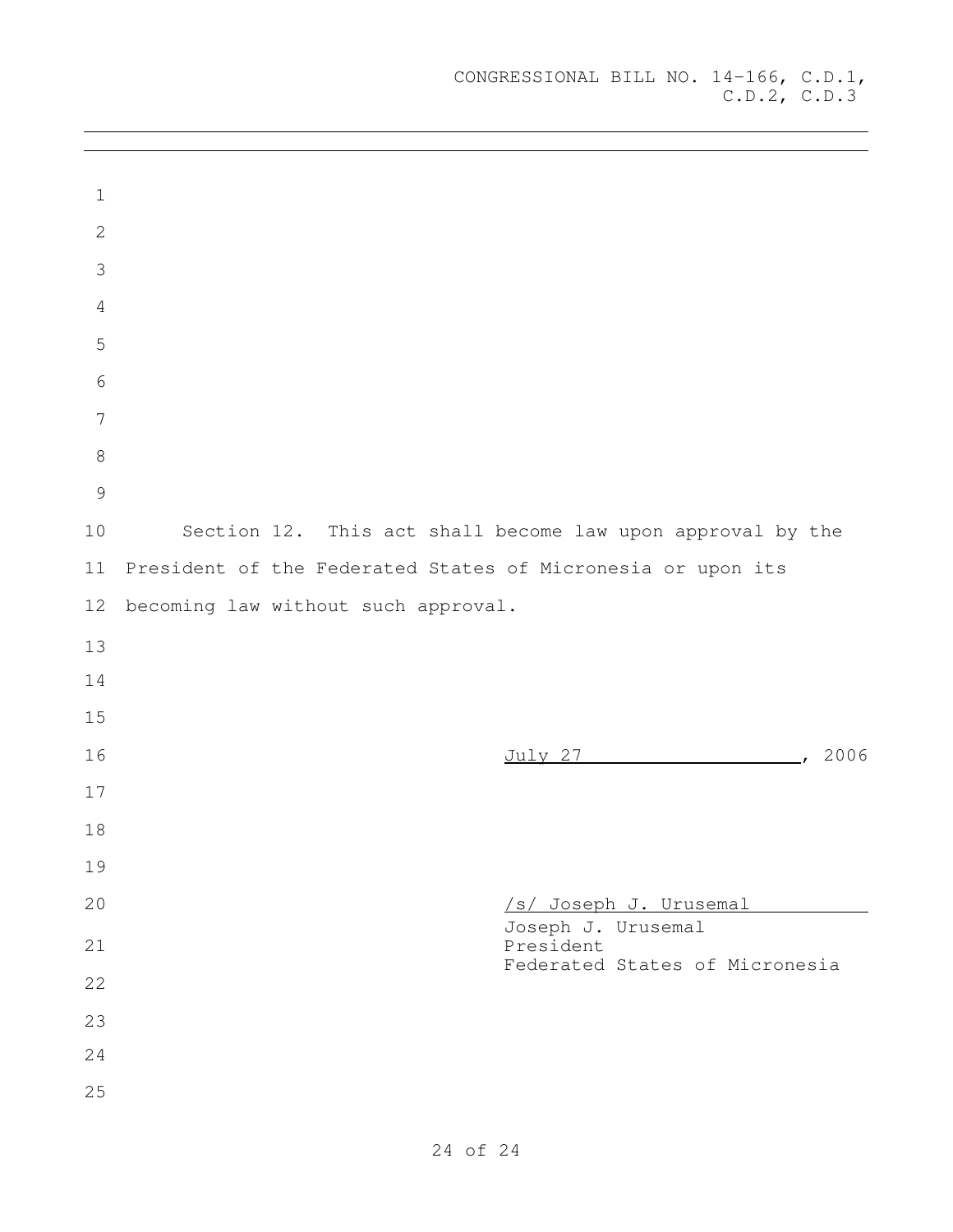Section 12. This act shall become law upon approval by the President of the Federated States of Micronesia or upon its becoming law without such approval.

July 27, 2006

/s/ Joseph J. Urusemal

Joseph J. Urusemal
President
Federated States of Micronesia